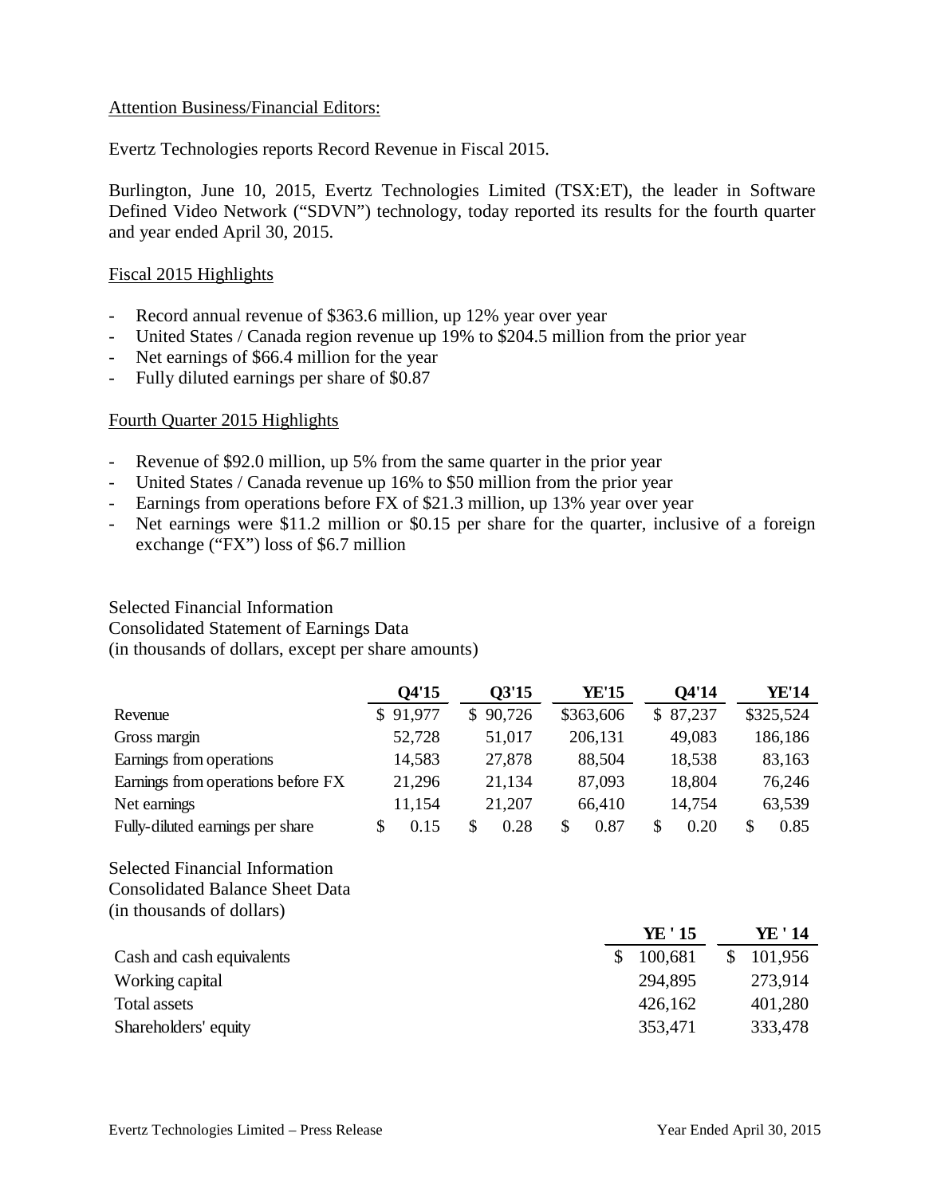Attention Business/Financial Editors:

Evertz Technologies reports Record Revenue in Fiscal 2015.

Burlington, June 10, 2015, Evertz Technologies Limited (TSX:ET), the leader in Software Defined Video Network ("SDVN") technology, today reported its results for the fourth quarter and year ended April 30, 2015.

## Fiscal 2015 Highlights

- Record annual revenue of $363.6 million, up 12% year over year
- United States / Canada region revenue up 19% to $204.5 million from the prior year
- Net earnings of $66.4 million for the year
- Fully diluted earnings per share of $0.87

## Fourth Quarter 2015 Highlights

- Revenue of $92.0 million, up 5% from the same quarter in the prior year
- United States / Canada revenue up 16% to $50 million from the prior year
- Earnings from operations before FX of $21.3 million, up 13% year over year
- Net earnings were $11.2 million or $0.15 per share for the quarter, inclusive of a foreign exchange ("FX") loss of $6.7 million

Selected Financial Information
Consolidated Statement of Earnings Data
(in thousands of dollars, except per share amounts)

| | Q4'15 | Q3'15 | YE'15 | Q4'14 | YE'14 |
|---|---|---|---|---|---|
| Revenue | $ 91,977 | $ 90,726 | $363,606 | $ 87,237 | $325,524 |
| Gross margin | 52,728 | 51,017 | 206,131 | 49,083 | 186,186 |
| Earnings from operations | 14,583 | 27,878 | 88,504 | 18,538 | 83,163 |
| Earnings from operations before FX | 21,296 | 21,134 | 87,093 | 18,804 | 76,246 |
| Net earnings | 11,154 | 21,207 | 66,410 | 14,754 | 63,539 |
| Fully-diluted earnings per share | $ 0.15 | $ 0.28 | $ 0.87 | $ 0.20 | $ 0.85 |

Selected Financial Information
Consolidated Balance Sheet Data
(in thousands of dollars)

| | YE ' 15 | YE ' 14 |
|---|---|---|
| Cash and cash equivalents | $ 100,681 | $ 101,956 |
| Working capital | 294,895 | 273,914 |
| Total assets | 426,162 | 401,280 |
| Shareholders' equity | 353,471 | 333,478 |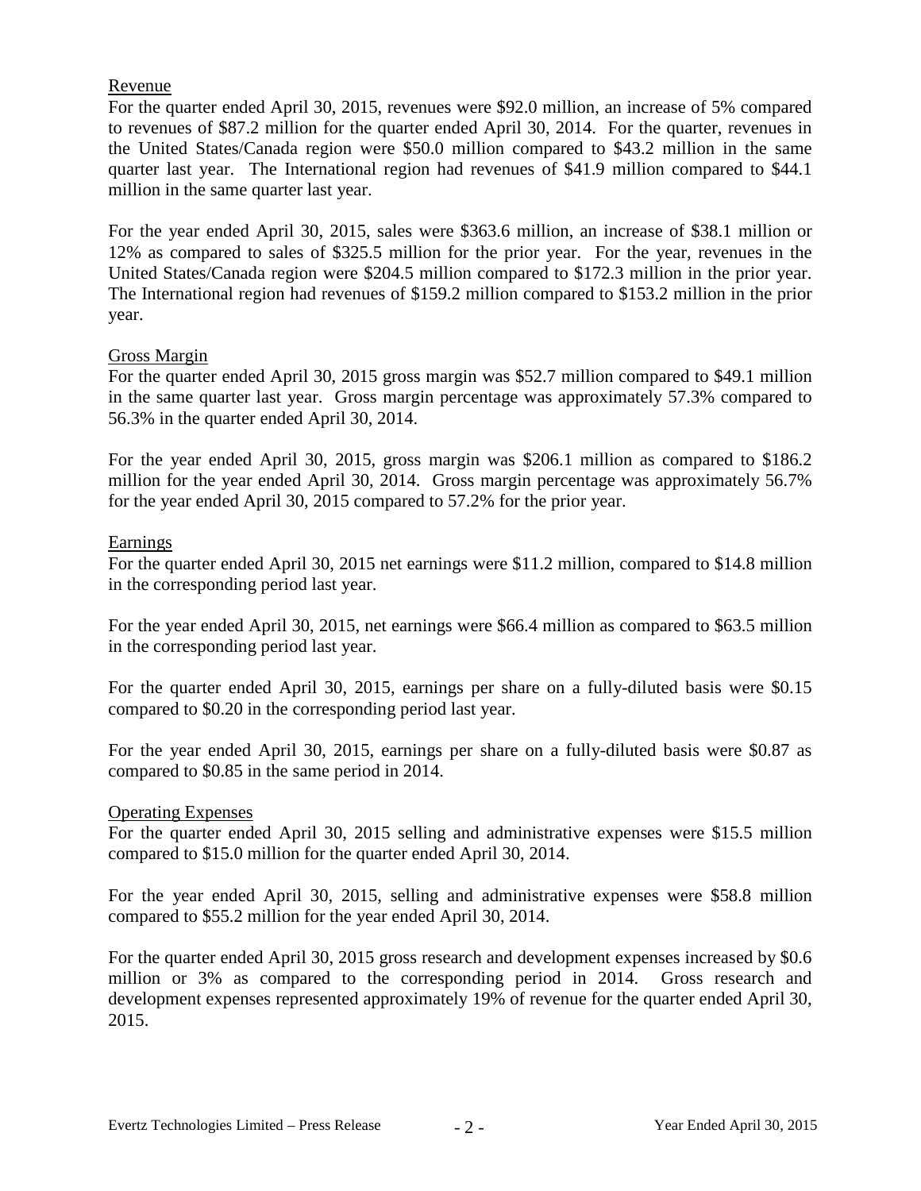## Revenue

For the quarter ended April 30, 2015, revenues were $92.0 million, an increase of 5% compared to revenues of $87.2 million for the quarter ended April 30, 2014. For the quarter, revenues in the United States/Canada region were $50.0 million compared to $43.2 million in the same quarter last year. The International region had revenues of $41.9 million compared to $44.1 million in the same quarter last year.

For the year ended April 30, 2015, sales were $363.6 million, an increase of $38.1 million or 12% as compared to sales of $325.5 million for the prior year. For the year, revenues in the United States/Canada region were $204.5 million compared to $172.3 million in the prior year. The International region had revenues of $159.2 million compared to $153.2 million in the prior year.

## Gross Margin

For the quarter ended April 30, 2015 gross margin was $52.7 million compared to $49.1 million in the same quarter last year. Gross margin percentage was approximately 57.3% compared to 56.3% in the quarter ended April 30, 2014.

For the year ended April 30, 2015, gross margin was $206.1 million as compared to $186.2 million for the year ended April 30, 2014. Gross margin percentage was approximately 56.7% for the year ended April 30, 2015 compared to 57.2% for the prior year.

## Earnings

For the quarter ended April 30, 2015 net earnings were $11.2 million, compared to $14.8 million in the corresponding period last year.

For the year ended April 30, 2015, net earnings were $66.4 million as compared to $63.5 million in the corresponding period last year.

For the quarter ended April 30, 2015, earnings per share on a fully-diluted basis were $0.15 compared to $0.20 in the corresponding period last year.

For the year ended April 30, 2015, earnings per share on a fully-diluted basis were $0.87 as compared to $0.85 in the same period in 2014.

## Operating Expenses

For the quarter ended April 30, 2015 selling and administrative expenses were $15.5 million compared to $15.0 million for the quarter ended April 30, 2014.

For the year ended April 30, 2015, selling and administrative expenses were $58.8 million compared to $55.2 million for the year ended April 30, 2014.

For the quarter ended April 30, 2015 gross research and development expenses increased by $0.6 million or 3% as compared to the corresponding period in 2014. Gross research and development expenses represented approximately 19% of revenue for the quarter ended April 30, 2015.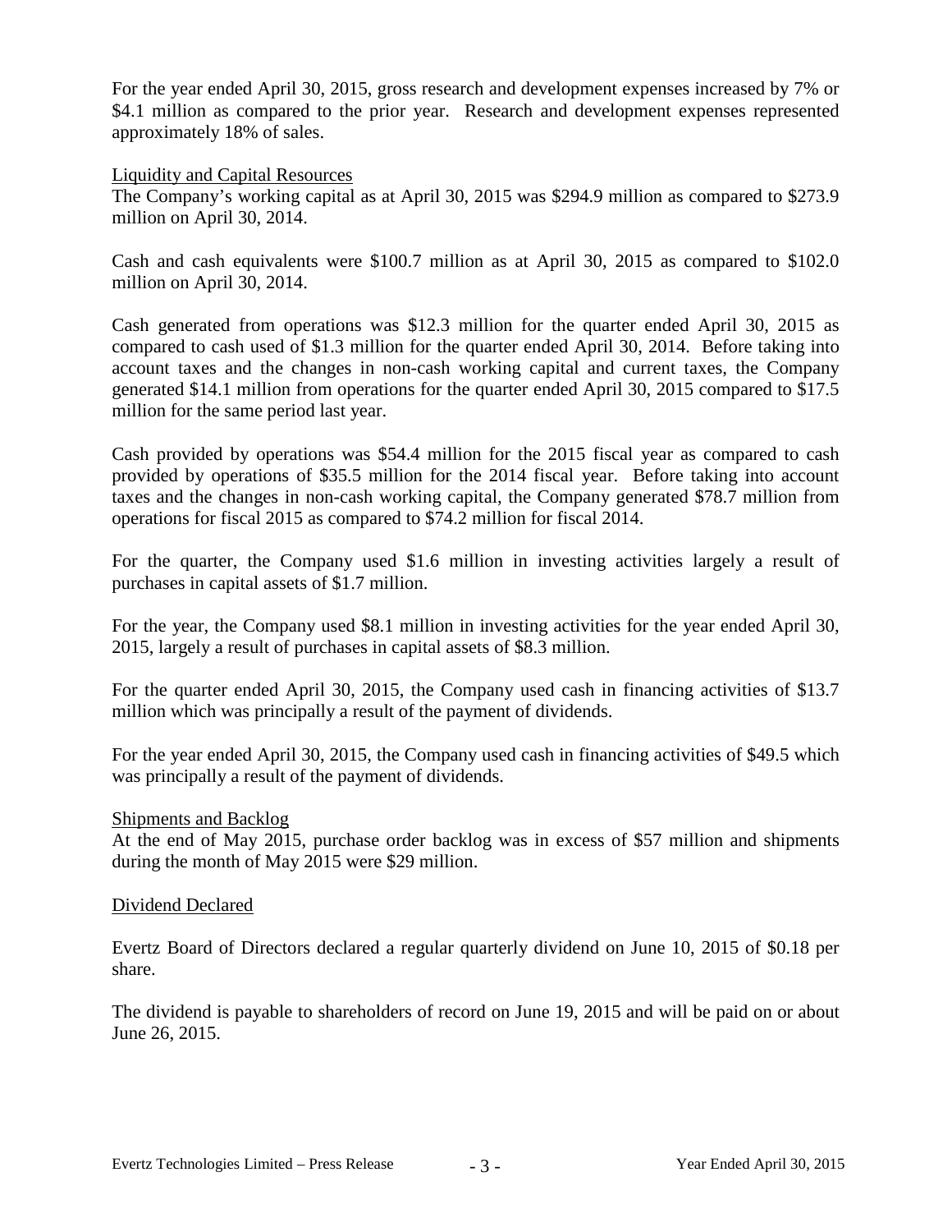For the year ended April 30, 2015, gross research and development expenses increased by 7% or $4.1 million as compared to the prior year. Research and development expenses represented approximately 18% of sales.

## Liquidity and Capital Resources

The Company's working capital as at April 30, 2015 was $294.9 million as compared to $273.9 million on April 30, 2014.

Cash and cash equivalents were $100.7 million as at April 30, 2015 as compared to $102.0 million on April 30, 2014.

Cash generated from operations was $12.3 million for the quarter ended April 30, 2015 as compared to cash used of $1.3 million for the quarter ended April 30, 2014. Before taking into account taxes and the changes in non-cash working capital and current taxes, the Company generated $14.1 million from operations for the quarter ended April 30, 2015 compared to $17.5 million for the same period last year.

Cash provided by operations was $54.4 million for the 2015 fiscal year as compared to cash provided by operations of $35.5 million for the 2014 fiscal year. Before taking into account taxes and the changes in non-cash working capital, the Company generated $78.7 million from operations for fiscal 2015 as compared to $74.2 million for fiscal 2014.

For the quarter, the Company used $1.6 million in investing activities largely a result of purchases in capital assets of $1.7 million.

For the year, the Company used $8.1 million in investing activities for the year ended April 30, 2015, largely a result of purchases in capital assets of $8.3 million.

For the quarter ended April 30, 2015, the Company used cash in financing activities of $13.7 million which was principally a result of the payment of dividends.

For the year ended April 30, 2015, the Company used cash in financing activities of $49.5 which was principally a result of the payment of dividends.

## Shipments and Backlog

At the end of May 2015, purchase order backlog was in excess of $57 million and shipments during the month of May 2015 were $29 million.

## Dividend Declared

Evertz Board of Directors declared a regular quarterly dividend on June 10, 2015 of $0.18 per share.

The dividend is payable to shareholders of record on June 19, 2015 and will be paid on or about June 26, 2015.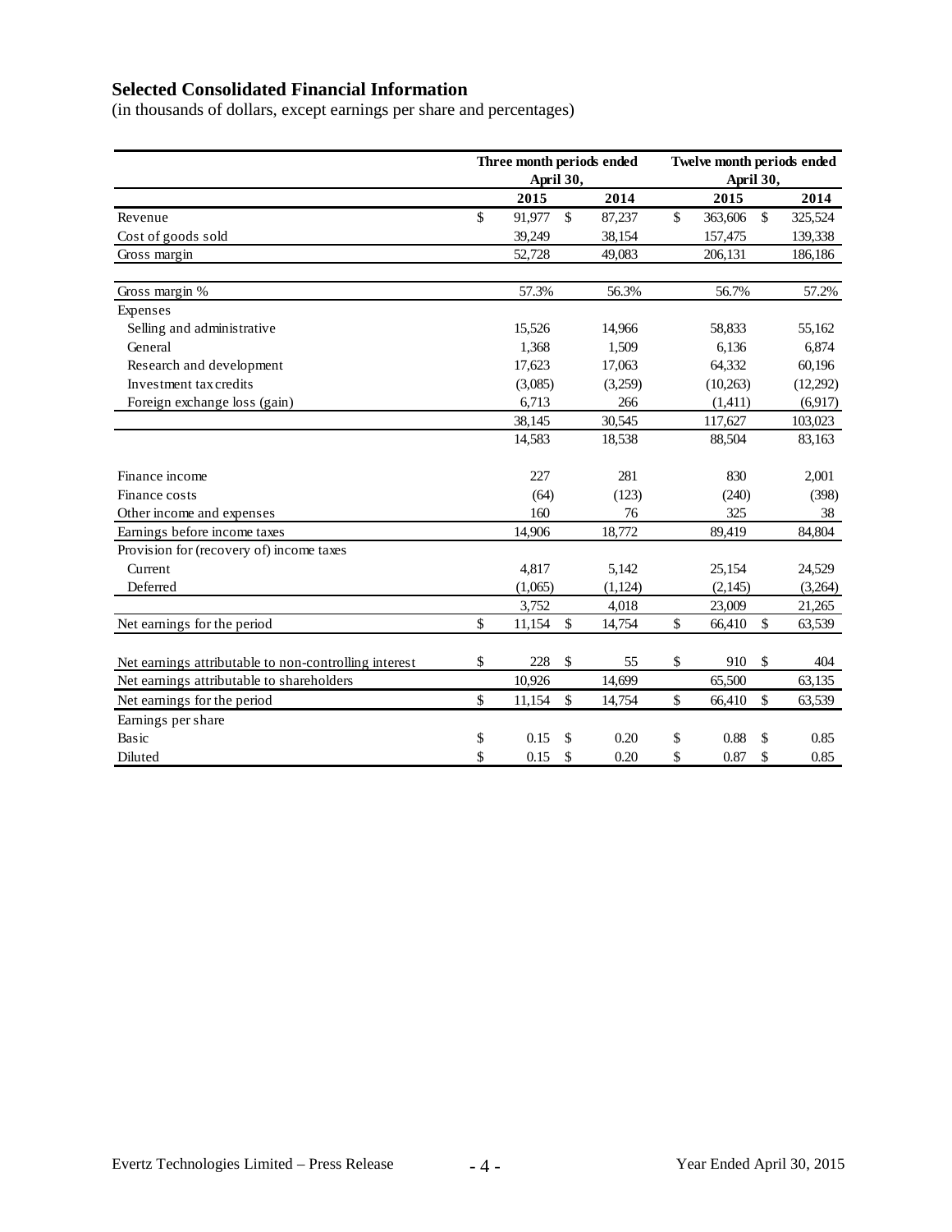## Selected Consolidated Financial Information

(in thousands of dollars, except earnings per share and percentages)

| | Three month periods ended April 30, | | Twelve month periods ended April 30, | |
|---|---|---|---|---|
| | 2015 | 2014 | 2015 | 2014 |
| Revenue | $ 91,977 | $ 87,237 | $ 363,606 | $ 325,524 |
| Cost of goods sold | 39,249 | 38,154 | 157,475 | 139,338 |
| Gross margin | 52,728 | 49,083 | 206,131 | 186,186 |
| | | | | |
| Gross margin % | 57.3% | 56.3% | 56.7% | 57.2% |
| Expenses | | | | |
| Selling and administrative | 15,526 | 14,966 | 58,833 | 55,162 |
| General | 1,368 | 1,509 | 6,136 | 6,874 |
| Research and development | 17,623 | 17,063 | 64,332 | 60,196 |
| Investment tax credits | (3,085) | (3,259) | (10,263) | (12,292) |
| Foreign exchange loss (gain) | 6,713 | 266 | (1,411) | (6,917) |
| | 38,145 | 30,545 | 117,627 | 103,023 |
| | 14,583 | 18,538 | 88,504 | 83,163 |
| | | | | |
| Finance income | 227 | 281 | 830 | 2,001 |
| Finance costs | (64) | (123) | (240) | (398) |
| Other income and expenses | 160 | 76 | 325 | 38 |
| Earnings before income taxes | 14,906 | 18,772 | 89,419 | 84,804 |
| Provision for (recovery of) income taxes | | | | |
| Current | 4,817 | 5,142 | 25,154 | 24,529 |
| Deferred | (1,065) | (1,124) | (2,145) | (3,264) |
| | 3,752 | 4,018 | 23,009 | 21,265 |
| Net earnings for the period | $ 11,154 | $ 14,754 | $ 66,410 | $ 63,539 |
| | | | | |
| Net earnings attributable to non-controlling interest | $ 228 | $ 55 | $ 910 | $ 404 |
| Net earnings attributable to shareholders | 10,926 | 14,699 | 65,500 | 63,135 |
| Net earnings for the period | $ 11,154 | $ 14,754 | $ 66,410 | $ 63,539 |
| Earnings per share | | | | |
| Basic | $ 0.15 | $ 0.20 | $ 0.88 | $ 0.85 |
| Diluted | $ 0.15 | $ 0.20 | $ 0.87 | $ 0.85 |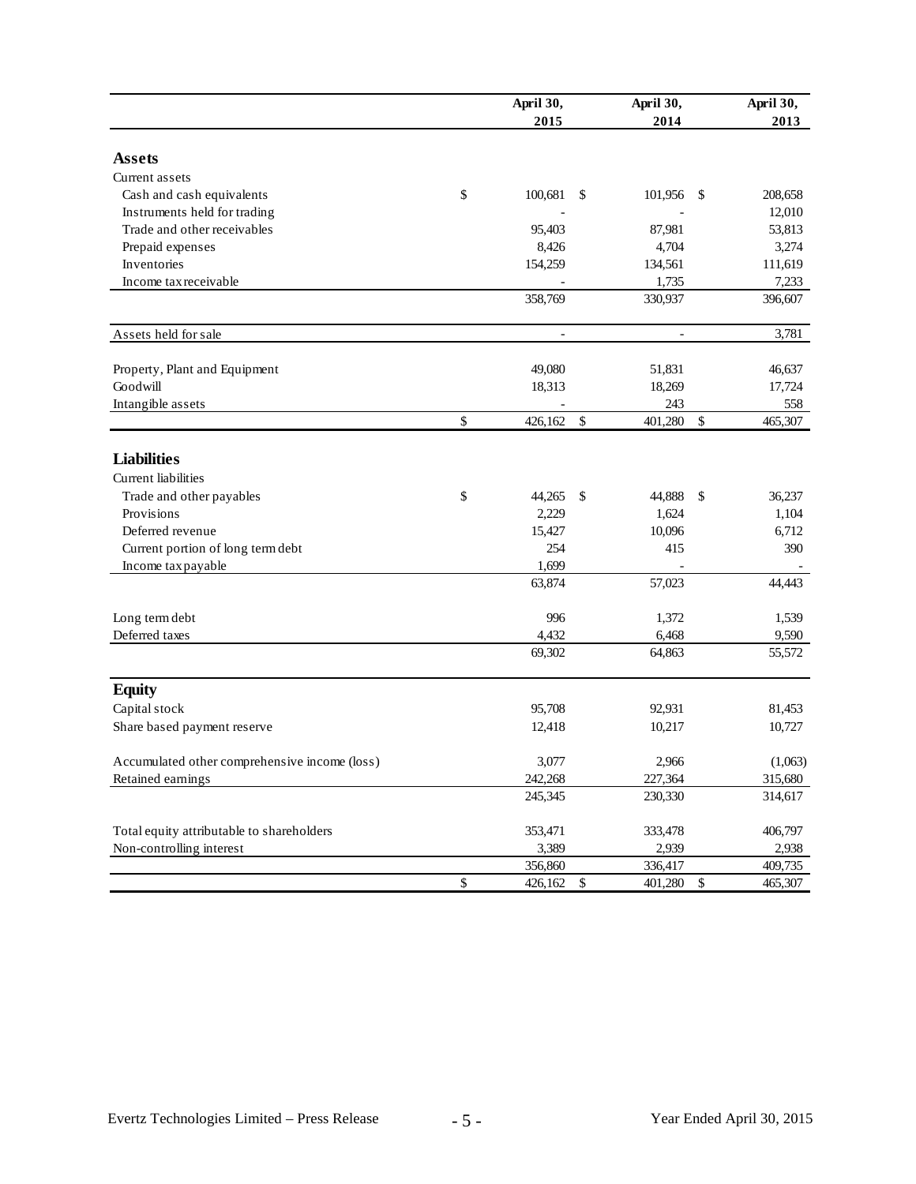| | April 30, 2015 | April 30, 2014 | April 30, 2013 |
|---|---|---|---|
| **Assets** | | | |
| Current assets | | | |
| Cash and cash equivalents | $ 100,681 | $ 101,956 | $ 208,658 |
| Instruments held for trading | - | - | 12,010 |
| Trade and other receivables | 95,403 | 87,981 | 53,813 |
| Prepaid expenses | 8,426 | 4,704 | 3,274 |
| Inventories | 154,259 | 134,561 | 111,619 |
| Income tax receivable | - | 1,735 | 7,233 |
| | 358,769 | 330,937 | 396,607 |
| Assets held for sale | - | - | 3,781 |
| Property, Plant and Equipment | 49,080 | 51,831 | 46,637 |
| Goodwill | 18,313 | 18,269 | 17,724 |
| Intangible assets | - | 243 | 558 |
| | $ 426,162 | $ 401,280 | $ 465,307 |
| **Liabilities** | | | |
| Current liabilities | | | |
| Trade and other payables | $ 44,265 | $ 44,888 | $ 36,237 |
| Provisions | 2,229 | 1,624 | 1,104 |
| Deferred revenue | 15,427 | 10,096 | 6,712 |
| Current portion of long term debt | 254 | 415 | 390 |
| Income tax payable | 1,699 | - | - |
| | 63,874 | 57,023 | 44,443 |
| Long term debt | 996 | 1,372 | 1,539 |
| Deferred taxes | 4,432 | 6,468 | 9,590 |
| | 69,302 | 64,863 | 55,572 |
| **Equity** | | | |
| Capital stock | 95,708 | 92,931 | 81,453 |
| Share based payment reserve | 12,418 | 10,217 | 10,727 |
| Accumulated other comprehensive income (loss) | 3,077 | 2,966 | (1,063) |
| Retained earnings | 242,268 | 227,364 | 315,680 |
| | 245,345 | 230,330 | 314,617 |
| Total equity attributable to shareholders | 353,471 | 333,478 | 406,797 |
| Non-controlling interest | 3,389 | 2,939 | 2,938 |
| | 356,860 | 336,417 | 409,735 |
| | $ 426,162 | $ 401,280 | $ 465,307 |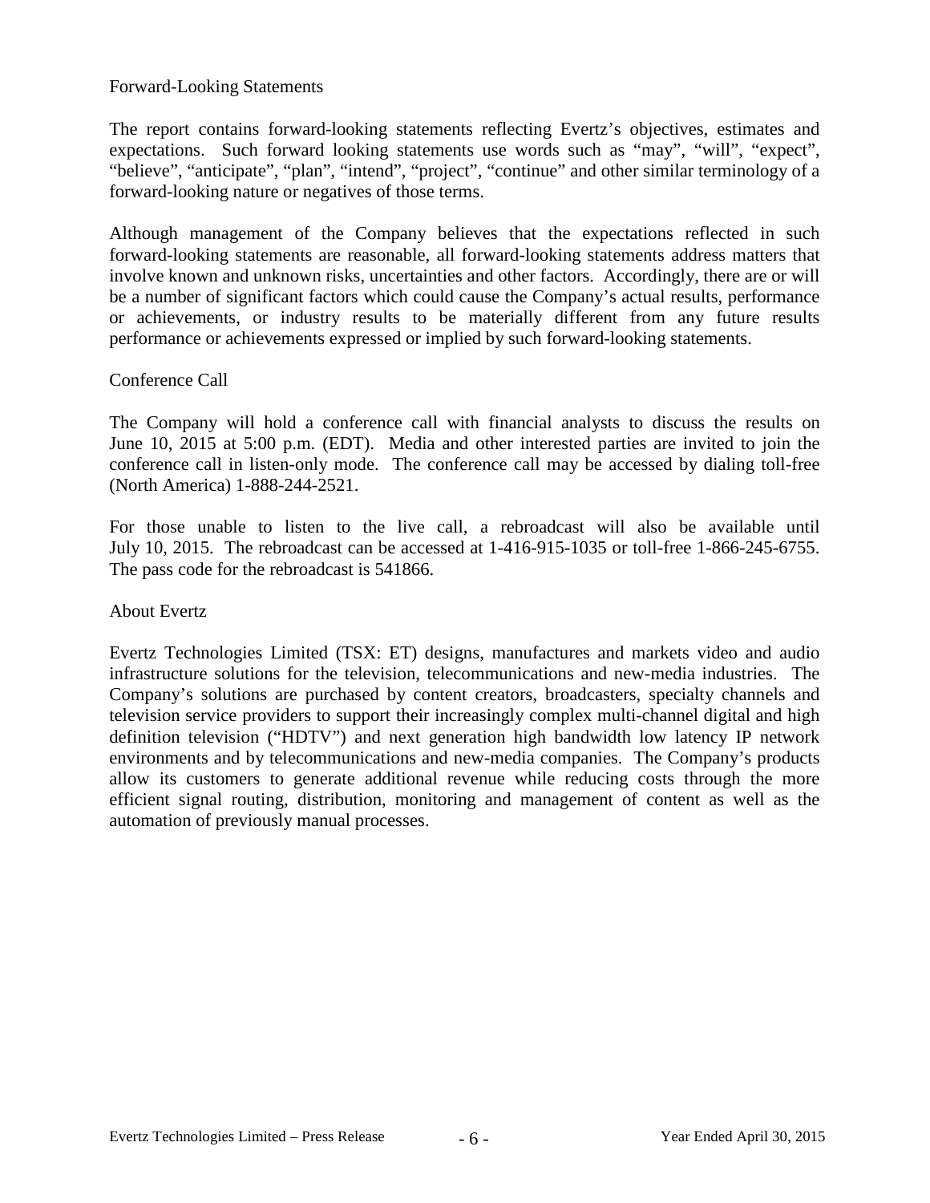## Forward-Looking Statements

The report contains forward-looking statements reflecting Evertz's objectives, estimates and expectations. Such forward looking statements use words such as "may", "will", "expect", "believe", "anticipate", "plan", "intend", "project", "continue" and other similar terminology of a forward-looking nature or negatives of those terms.

Although management of the Company believes that the expectations reflected in such forward-looking statements are reasonable, all forward-looking statements address matters that involve known and unknown risks, uncertainties and other factors. Accordingly, there are or will be a number of significant factors which could cause the Company's actual results, performance or achievements, or industry results to be materially different from any future results performance or achievements expressed or implied by such forward-looking statements.

## Conference Call

The Company will hold a conference call with financial analysts to discuss the results on June 10, 2015 at 5:00 p.m. (EDT). Media and other interested parties are invited to join the conference call in listen-only mode. The conference call may be accessed by dialing toll-free (North America) 1-888-244-2521.

For those unable to listen to the live call, a rebroadcast will also be available until July 10, 2015. The rebroadcast can be accessed at 1-416-915-1035 or toll-free 1-866-245-6755. The pass code for the rebroadcast is 541866.

## About Evertz

Evertz Technologies Limited (TSX: ET) designs, manufactures and markets video and audio infrastructure solutions for the television, telecommunications and new-media industries. The Company's solutions are purchased by content creators, broadcasters, specialty channels and television service providers to support their increasingly complex multi-channel digital and high definition television ("HDTV") and next generation high bandwidth low latency IP network environments and by telecommunications and new-media companies. The Company's products allow its customers to generate additional revenue while reducing costs through the more efficient signal routing, distribution, monitoring and management of content as well as the automation of previously manual processes.